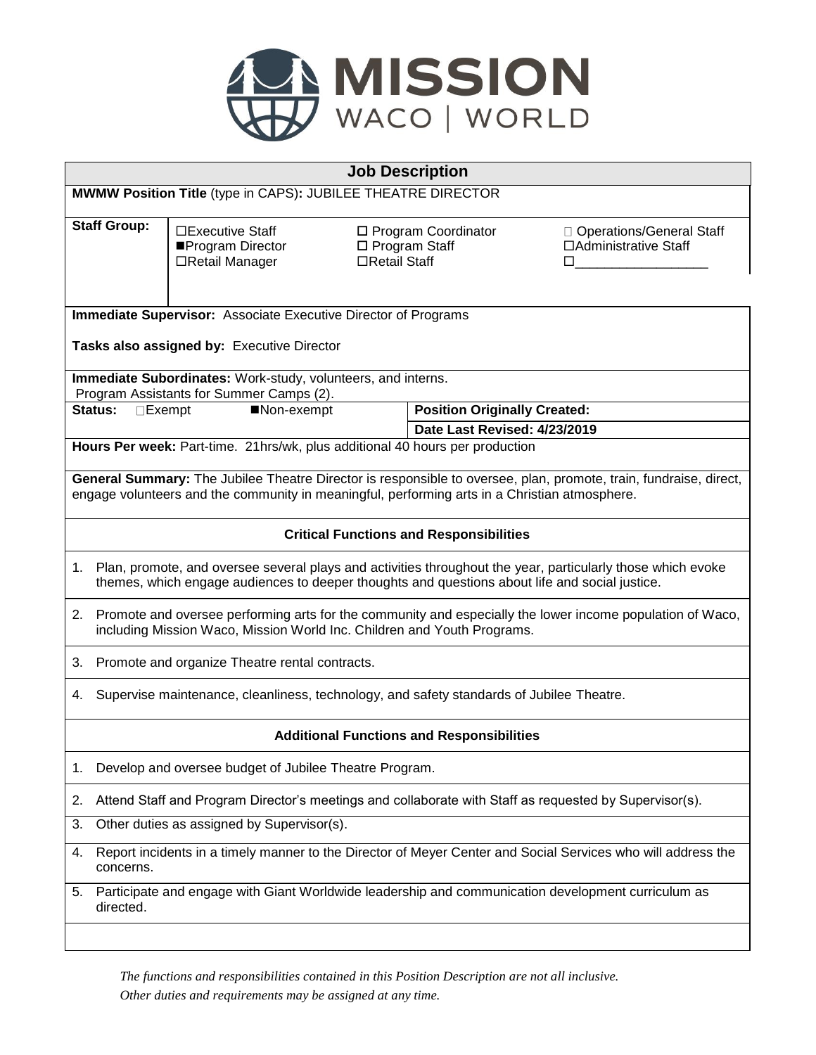# MISSION WACO | WORLD

## Job Description

**MWMW Position Title** (type in CAPS)**:** JUBILEE THEATRE DIRECTOR

| **Staff Group:** | ☐Executive Staff | ☐ Program Coordinator | ☐ Operations/General Staff |
|---|---|---|---|
| | ■Program Director | ☐ Program Staff | ☐Administrative Staff |
| | ☐Retail Manager | ☐Retail Staff | ☐__________________ |

**Immediate Supervisor:** Associate Executive Director of Programs

**Tasks also assigned by:** Executive Director

**Immediate Subordinates:** Work-study, volunteers, and interns.
Program Assistants for Summer Camps (2).

| **Status:** ☐Exempt ■Non-exempt | **Position Originally Created:** |
|---|---|
| | **Date Last Revised: 4/23/2019** |

**Hours Per week:** Part-time. 21hrs/wk, plus additional 40 hours per production

**General Summary:** The Jubilee Theatre Director is responsible to oversee, plan, promote, train, fundraise, direct, engage volunteers and the community in meaningful, performing arts in a Christian atmosphere.

### Critical Functions and Responsibilities

1. Plan, promote, and oversee several plays and activities throughout the year, particularly those which evoke themes, which engage audiences to deeper thoughts and questions about life and social justice.
2. Promote and oversee performing arts for the community and especially the lower income population of Waco, including Mission Waco, Mission World Inc. Children and Youth Programs.
3. Promote and organize Theatre rental contracts.
4. Supervise maintenance, cleanliness, technology, and safety standards of Jubilee Theatre.

### Additional Functions and Responsibilities

1. Develop and oversee budget of Jubilee Theatre Program.
2. Attend Staff and Program Director's meetings and collaborate with Staff as requested by Supervisor(s).
3. Other duties as assigned by Supervisor(s).
4. Report incidents in a timely manner to the Director of Meyer Center and Social Services who will address the concerns.
5. Participate and engage with Giant Worldwide leadership and communication development curriculum as directed.

*The functions and responsibilities contained in this Position Description are not all inclusive.*
*Other duties and requirements may be assigned at any time.*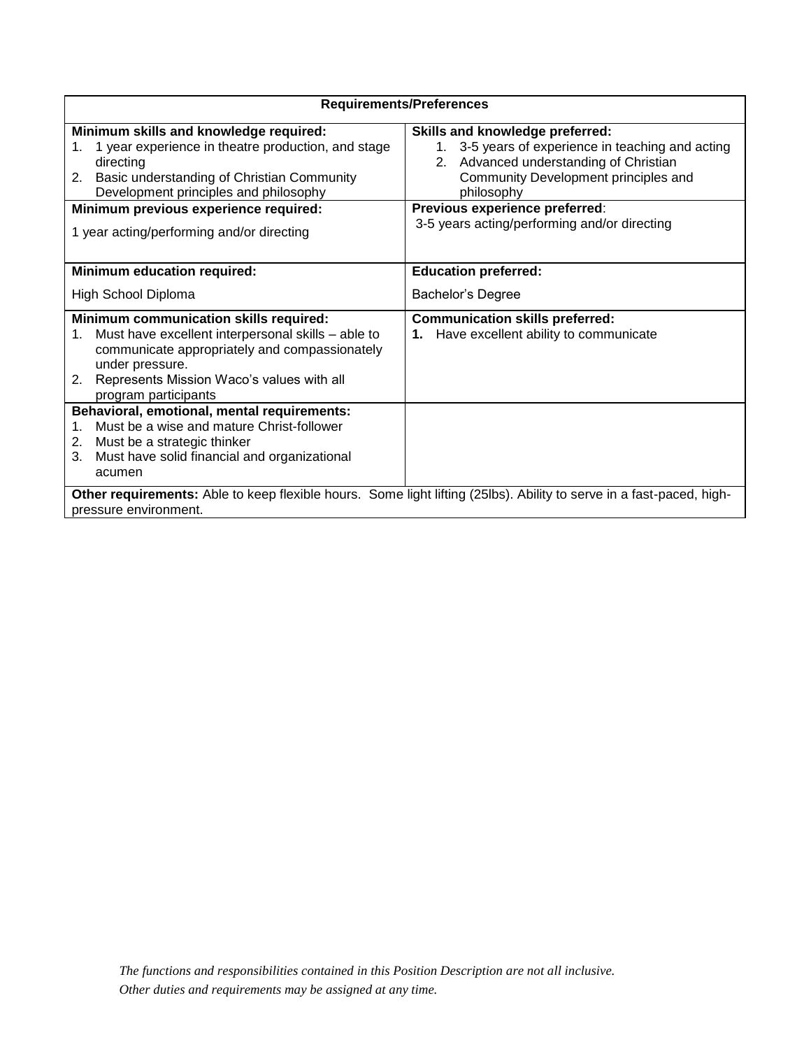| Requirements/Preferences | |
|---|---|
| **Minimum skills and knowledge required:**<br>1. 1 year experience in theatre production, and stage directing<br>2. Basic understanding of Christian Community Development principles and philosophy | **Skills and knowledge preferred:**<br>1. 3-5 years of experience in teaching and acting<br>2. Advanced understanding of Christian Community Development principles and philosophy |
| **Minimum previous experience required:**<br>1 year acting/performing and/or directing | **Previous experience preferred**:<br>3-5 years acting/performing and/or directing |
| **Minimum education required:**<br>High School Diploma | **Education preferred:**<br>Bachelor's Degree |
| **Minimum communication skills required:**<br>1. Must have excellent interpersonal skills – able to communicate appropriately and compassionately under pressure.<br>2. Represents Mission Waco's values with all program participants | **Communication skills preferred:**<br>**1.** Have excellent ability to communicate |
| **Behavioral, emotional, mental requirements:**<br>1. Must be a wise and mature Christ-follower<br>2. Must be a strategic thinker<br>3. Must have solid financial and organizational acumen | |
| **Other requirements:** Able to keep flexible hours. Some light lifting (25lbs). Ability to serve in a fast-paced, high-pressure environment. | |

*The functions and responsibilities contained in this Position Description are not all inclusive. Other duties and requirements may be assigned at any time.*